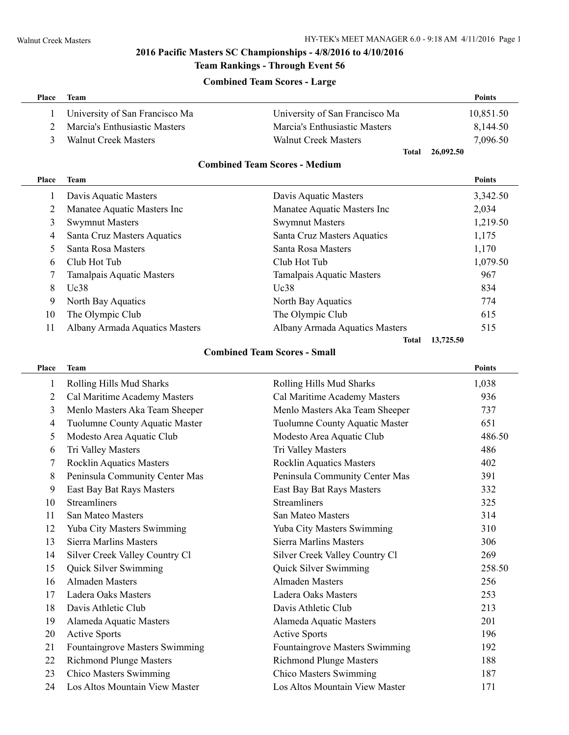## 2016 Pacific Masters SC Championships - 4/8/2016 to 4/10/2016

### Team Rankings - Through Event 56

### Combined Team Scores - Large

| Place | Team | | Points |
|---|---|---|---|
| 1 | University of San Francisco Ma | University of San Francisco Ma | 10,851.50 |
| 2 | Marcia's Enthusiastic Masters | Marcia's Enthusiastic Masters | 8,144.50 |
| 3 | Walnut Creek Masters | Walnut Creek Masters | 7,096.50 |
| | | **Total** | **26,092.50** |

### Combined Team Scores - Medium

| Place | Team | | Points |
|---|---|---|---|
| 1 | Davis Aquatic Masters | Davis Aquatic Masters | 3,342.50 |
| 2 | Manatee Aquatic Masters Inc | Manatee Aquatic Masters Inc | 2,034 |
| 3 | Swymnut Masters | Swymnut Masters | 1,219.50 |
| 4 | Santa Cruz Masters Aquatics | Santa Cruz Masters Aquatics | 1,175 |
| 5 | Santa Rosa Masters | Santa Rosa Masters | 1,170 |
| 6 | Club Hot Tub | Club Hot Tub | 1,079.50 |
| 7 | Tamalpais Aquatic Masters | Tamalpais Aquatic Masters | 967 |
| 8 | Uc38 | Uc38 | 834 |
| 9 | North Bay Aquatics | North Bay Aquatics | 774 |
| 10 | The Olympic Club | The Olympic Club | 615 |
| 11 | Albany Armada Aquatics Masters | Albany Armada Aquatics Masters | 515 |
| | | **Total** | **13,725.50** |

### Combined Team Scores - Small

| Place | Team | | Points |
|---|---|---|---|
| 1 | Rolling Hills Mud Sharks | Rolling Hills Mud Sharks | 1,038 |
| 2 | Cal Maritime Academy Masters | Cal Maritime Academy Masters | 936 |
| 3 | Menlo Masters Aka Team Sheeper | Menlo Masters Aka Team Sheeper | 737 |
| 4 | Tuolumne County Aquatic Master | Tuolumne County Aquatic Master | 651 |
| 5 | Modesto Area Aquatic Club | Modesto Area Aquatic Club | 486.50 |
| 6 | Tri Valley Masters | Tri Valley Masters | 486 |
| 7 | Rocklin Aquatics Masters | Rocklin Aquatics Masters | 402 |
| 8 | Peninsula Community Center Mas | Peninsula Community Center Mas | 391 |
| 9 | East Bay Bat Rays Masters | East Bay Bat Rays Masters | 332 |
| 10 | Streamliners | Streamliners | 325 |
| 11 | San Mateo Masters | San Mateo Masters | 314 |
| 12 | Yuba City Masters Swimming | Yuba City Masters Swimming | 310 |
| 13 | Sierra Marlins Masters | Sierra Marlins Masters | 306 |
| 14 | Silver Creek Valley Country Cl | Silver Creek Valley Country Cl | 269 |
| 15 | Quick Silver Swimming | Quick Silver Swimming | 258.50 |
| 16 | Almaden Masters | Almaden Masters | 256 |
| 17 | Ladera Oaks Masters | Ladera Oaks Masters | 253 |
| 18 | Davis Athletic Club | Davis Athletic Club | 213 |
| 19 | Alameda Aquatic Masters | Alameda Aquatic Masters | 201 |
| 20 | Active Sports | Active Sports | 196 |
| 21 | Fountaingrove Masters Swimming | Fountaingrove Masters Swimming | 192 |
| 22 | Richmond Plunge Masters | Richmond Plunge Masters | 188 |
| 23 | Chico Masters Swimming | Chico Masters Swimming | 187 |
| 24 | Los Altos Mountain View Master | Los Altos Mountain View Master | 171 |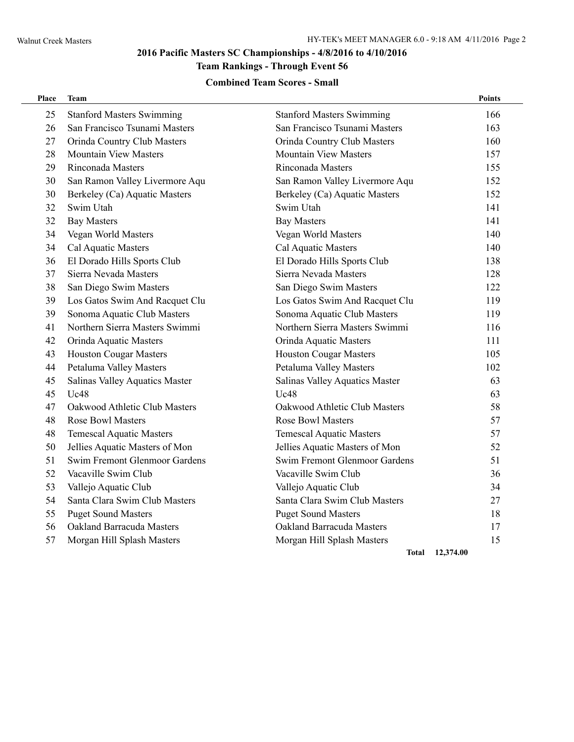## 2016 Pacific Masters SC Championships - 4/8/2016 to 4/10/2016

### Team Rankings - Through Event 56

### Combined Team Scores - Small

| Place | Team | | Points |
|---|---|---|---|
| 25 | Stanford Masters Swimming | Stanford Masters Swimming | 166 |
| 26 | San Francisco Tsunami Masters | San Francisco Tsunami Masters | 163 |
| 27 | Orinda Country Club Masters | Orinda Country Club Masters | 160 |
| 28 | Mountain View Masters | Mountain View Masters | 157 |
| 29 | Rinconada Masters | Rinconada Masters | 155 |
| 30 | San Ramon Valley Livermore Aqu | San Ramon Valley Livermore Aqu | 152 |
| 30 | Berkeley (Ca) Aquatic Masters | Berkeley (Ca) Aquatic Masters | 152 |
| 32 | Swim Utah | Swim Utah | 141 |
| 32 | Bay Masters | Bay Masters | 141 |
| 34 | Vegan World Masters | Vegan World Masters | 140 |
| 34 | Cal Aquatic Masters | Cal Aquatic Masters | 140 |
| 36 | El Dorado Hills Sports Club | El Dorado Hills Sports Club | 138 |
| 37 | Sierra Nevada Masters | Sierra Nevada Masters | 128 |
| 38 | San Diego Swim Masters | San Diego Swim Masters | 122 |
| 39 | Los Gatos Swim And Racquet Clu | Los Gatos Swim And Racquet Clu | 119 |
| 39 | Sonoma Aquatic Club Masters | Sonoma Aquatic Club Masters | 119 |
| 41 | Northern Sierra Masters Swimmi | Northern Sierra Masters Swimmi | 116 |
| 42 | Orinda Aquatic Masters | Orinda Aquatic Masters | 111 |
| 43 | Houston Cougar Masters | Houston Cougar Masters | 105 |
| 44 | Petaluma Valley Masters | Petaluma Valley Masters | 102 |
| 45 | Salinas Valley Aquatics Master | Salinas Valley Aquatics Master | 63 |
| 45 | Uc48 | Uc48 | 63 |
| 47 | Oakwood Athletic Club Masters | Oakwood Athletic Club Masters | 58 |
| 48 | Rose Bowl Masters | Rose Bowl Masters | 57 |
| 48 | Temescal Aquatic Masters | Temescal Aquatic Masters | 57 |
| 50 | Jellies Aquatic Masters of Mon | Jellies Aquatic Masters of Mon | 52 |
| 51 | Swim Fremont Glenmoor Gardens | Swim Fremont Glenmoor Gardens | 51 |
| 52 | Vacaville Swim Club | Vacaville Swim Club | 36 |
| 53 | Vallejo Aquatic Club | Vallejo Aquatic Club | 34 |
| 54 | Santa Clara Swim Club Masters | Santa Clara Swim Club Masters | 27 |
| 55 | Puget Sound Masters | Puget Sound Masters | 18 |
| 56 | Oakland Barracuda Masters | Oakland Barracuda Masters | 17 |
| 57 | Morgan Hill Splash Masters | Morgan Hill Splash Masters | 15 |
| | | **Total** | **12,374.00** |